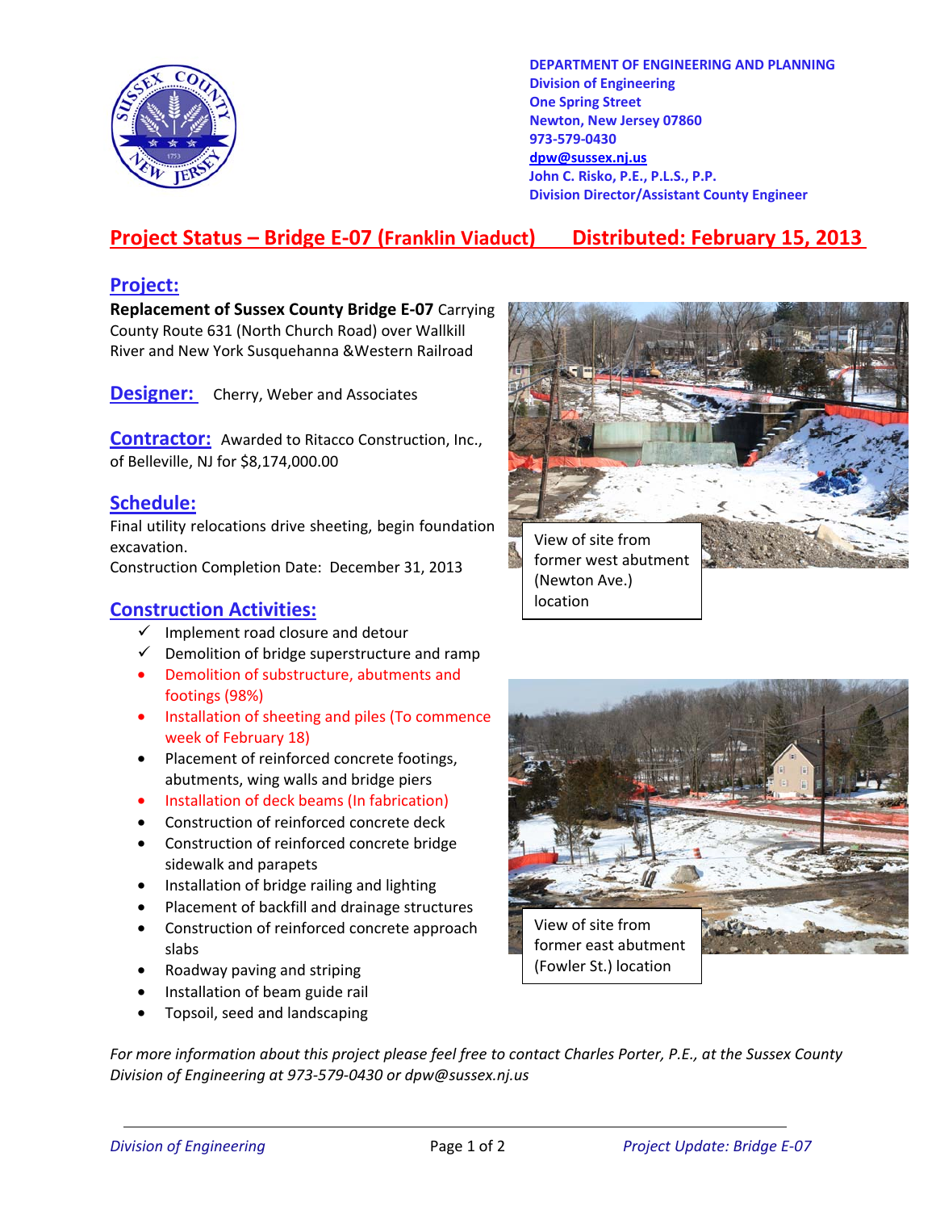DEPARTMENT OF ENGINEERING AND PLANNING
Division of Engineering
One Spring Street
Newton, New Jersey 07860
973-579-0430
dpw@sussex.nj.us
John C. Risko, P.E., P.L.S., P.P.
Division Director/Assistant County Engineer

# Project Status – Bridge E-07 (Franklin Viaduct) Distributed: February 15, 2013

## Project:

**Replacement of Sussex County Bridge E-07** Carrying County Route 631 (North Church Road) over Wallkill River and New York Susquehanna &Western Railroad

## Designer:

Cherry, Weber and Associates

## Contractor:

Awarded to Ritacco Construction, Inc., of Belleville, NJ for $8,174,000.00

## Schedule:

Final utility relocations drive sheeting, begin foundation excavation.
Construction Completion Date: December 31, 2013

## Construction Activities:

- ✓ Implement road closure and detour
- ✓ Demolition of bridge superstructure and ramp
- Demolition of substructure, abutments and footings (98%)
- Installation of sheeting and piles (To commence week of February 18)
- Placement of reinforced concrete footings, abutments, wing walls and bridge piers
- Installation of deck beams (In fabrication)
- Construction of reinforced concrete deck
- Construction of reinforced concrete bridge sidewalk and parapets
- Installation of bridge railing and lighting
- Placement of backfill and drainage structures
- Construction of reinforced concrete approach slabs
- Roadway paving and striping
- Installation of beam guide rail
- Topsoil, seed and landscaping

View of site from former west abutment (Newton Ave.) location

View of site from former east abutment (Fowler St.) location

*For more information about this project please feel free to contact Charles Porter, P.E., at the Sussex County Division of Engineering at 973-579-0430 or dpw@sussex.nj.us*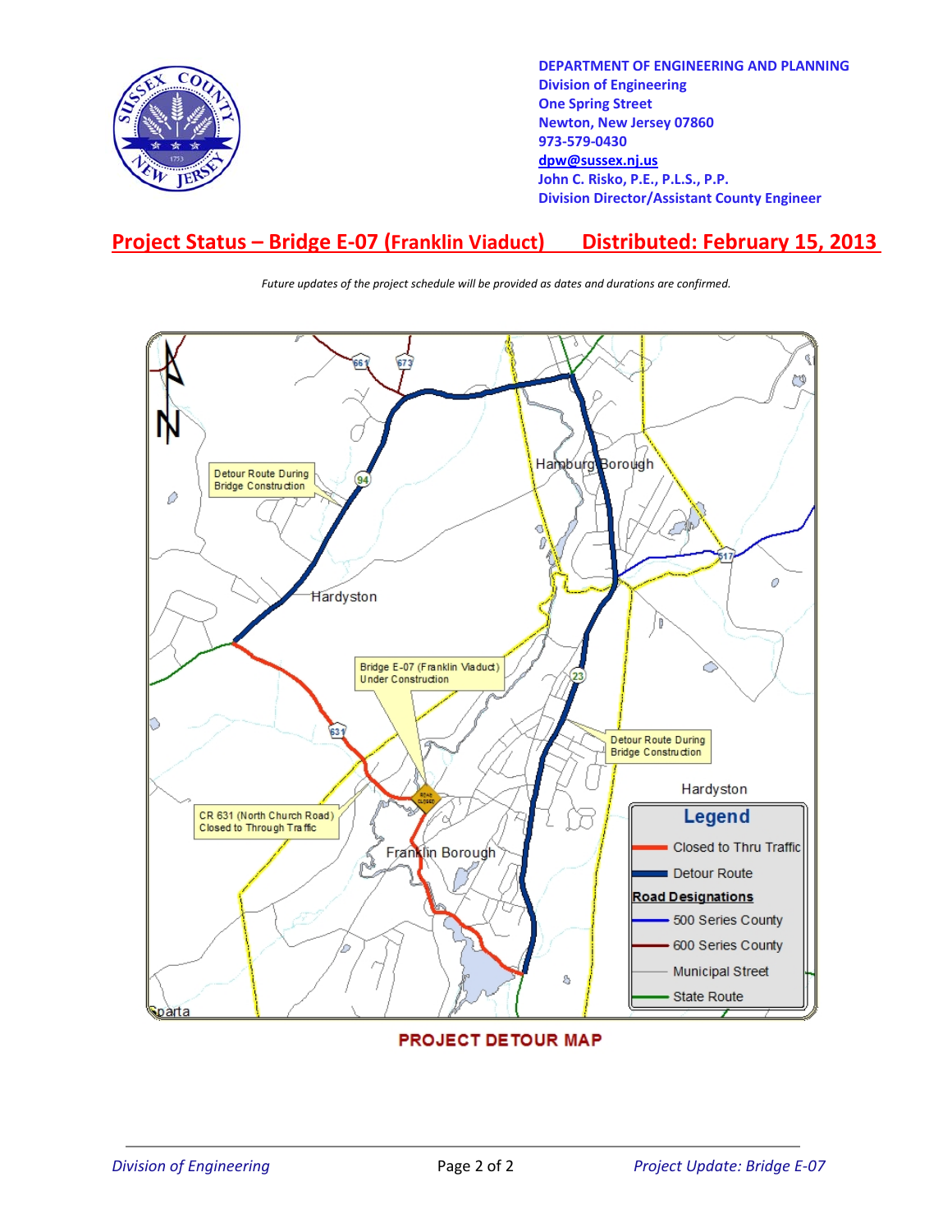**DEPARTMENT OF ENGINEERING AND PLANNING**
**Division of Engineering**
**One Spring Street**
**Newton, New Jersey 07860**
**973-579-0430**
**dpw@sussex.nj.us**
**John C. Risko, P.E., P.L.S., P.P.**
**Division Director/Assistant County Engineer**

## Project Status – Bridge E-07 (Franklin Viaduct) Distributed: February 15, 2013

*Future updates of the project schedule will be provided as dates and durations are confirmed.*

Detour Route During Bridge Construction

Hamburg Borough

Hardyston

Bridge E-07 (Franklin Viaduct) Under Construction

Detour Route During Bridge Construction

Hardyston

CR 631 (North Church Road) Closed to Through Traffic

Franklin Borough

Sparta

661

673

94

517

23

631

Legend

Closed to Thru Traffic

Detour Route

Road Designations

500 Series County

600 Series County

Municipal Street

State Route

**PROJECT DETOUR MAP**